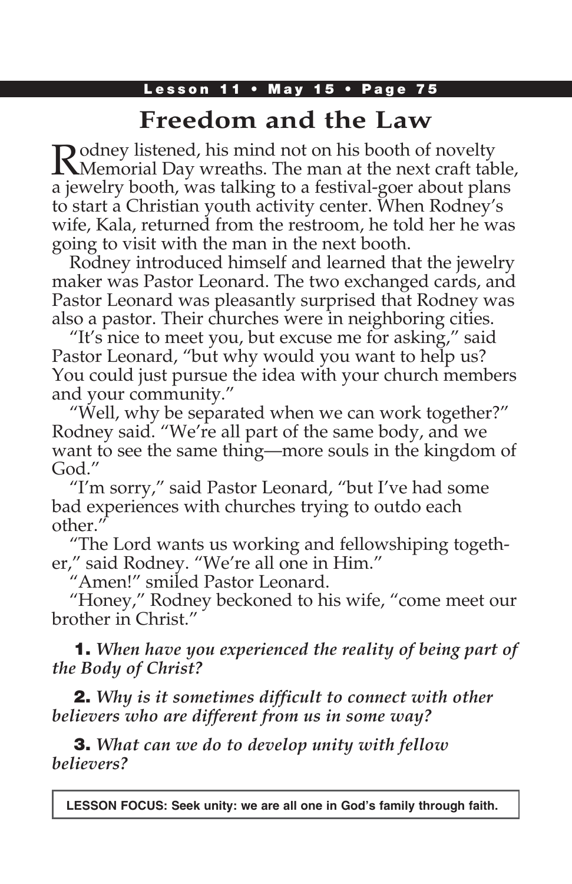# Freedom and the Law

Rodney listened, his mind not on his booth of novelty Memorial Day wreaths. The man at the next craft table, a jewelry booth, was talking to a festival-goer about plans to start a Christian youth activity center. When Rodney's wife, Kala, returned from the restroom, he told her he was going to visit with the man in the next booth.

Rodney introduced himself and learned that the jewelry maker was Pastor Leonard. The two exchanged cards, and Pastor Leonard was pleasantly surprised that Rodney was also a pastor. Their churches were in neighboring cities.

"It's nice to meet you, but excuse me for asking," said Pastor Leonard, "but why would you want to help us? You could just pursue the idea with your church members and your community."

"Well, why be separated when we can work together?" Rodney said. "We're all part of the same body, and we want to see the same thing—more souls in the kingdom of God."

"I'm sorry," said Pastor Leonard, "but I've had some bad experiences with churches trying to outdo each other."

"The Lord wants us working and fellowshiping together," said Rodney. "We're all one in Him."

"Amen!" smiled Pastor Leonard.

"Honey," Rodney beckoned to his wife, "come meet our brother in Christ."

**1.** *When have you experienced the reality of being part of the Body of Christ?*

**2.** *Why is it sometimes difficult to connect with other believers who are different from us in some way?*

**3.** *What can we do to develop unity with fellow believers?*

**LESSON FOCUS: Seek unity: we are all one in God's family through faith.**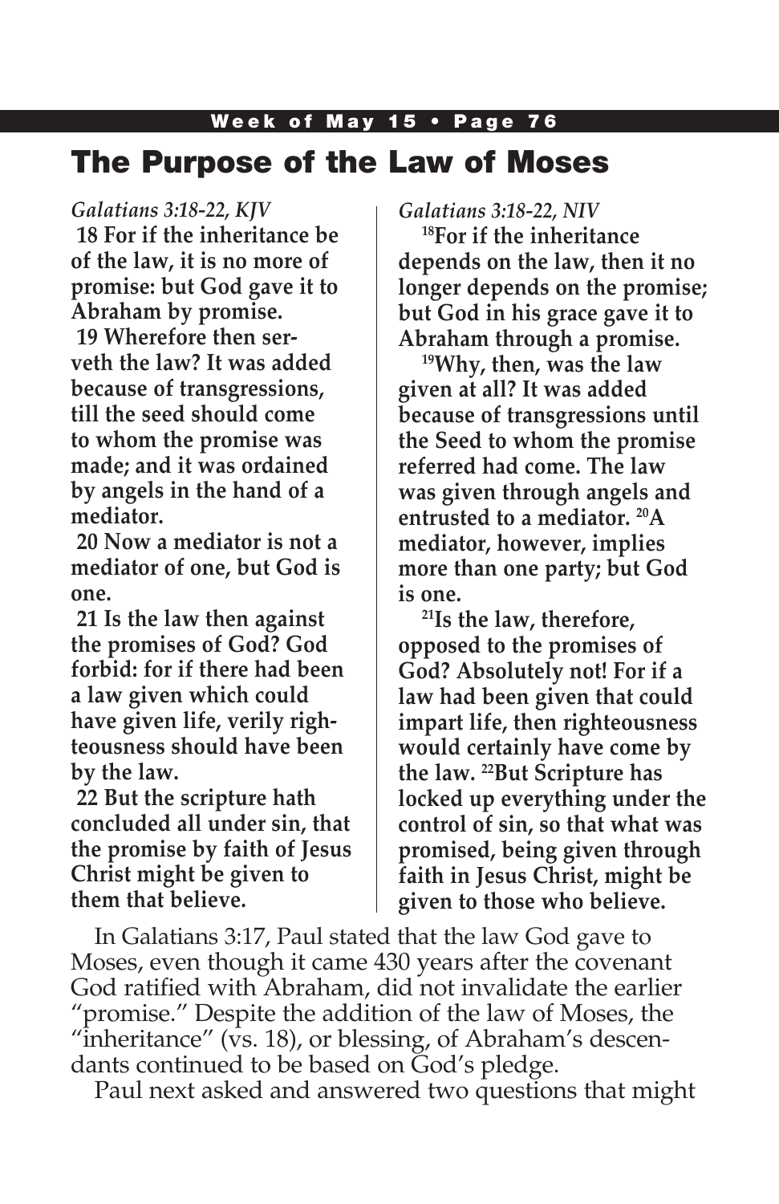# The Purpose of the Law of Moses

*Galatians 3:18-22, KJV*

**18 For if the inheritance be of the law, it is no more of promise: but God gave it to Abraham by promise.**

**19 Wherefore then serveth the law? It was added because of transgressions, till the seed should come to whom the promise was made; and it was ordained by angels in the hand of a mediator.**

**20 Now a mediator is not a mediator of one, but God is one.**

**21 Is the law then against the promises of God? God forbid: for if there had been a law given which could have given life, verily righteousness should have been by the law.**

**22 But the scripture hath concluded all under sin, that the promise by faith of Jesus Christ might be given to them that believe.**

*Galatians 3:18-22, NIV*

**[18]For if the inheritance depends on the law, then it no longer depends on the promise; but God in his grace gave it to Abraham through a promise.**

**[19]Why, then, was the law given at all? It was added because of transgressions until the Seed to whom the promise referred had come. The law was given through angels and entrusted to a mediator. [20]A mediator, however, implies more than one party; but God is one.**

**[21]Is the law, therefore, opposed to the promises of God? Absolutely not! For if a law had been given that could impart life, then righteousness would certainly have come by the law. [22]But Scripture has locked up everything under the control of sin, so that what was promised, being given through faith in Jesus Christ, might be given to those who believe.**

In Galatians 3:17, Paul stated that the law God gave to Moses, even though it came 430 years after the covenant God ratified with Abraham, did not invalidate the earlier "promise." Despite the addition of the law of Moses, the "inheritance" (vs. 18), or blessing, of Abraham's descendants continued to be based on God's pledge.

Paul next asked and answered two questions that might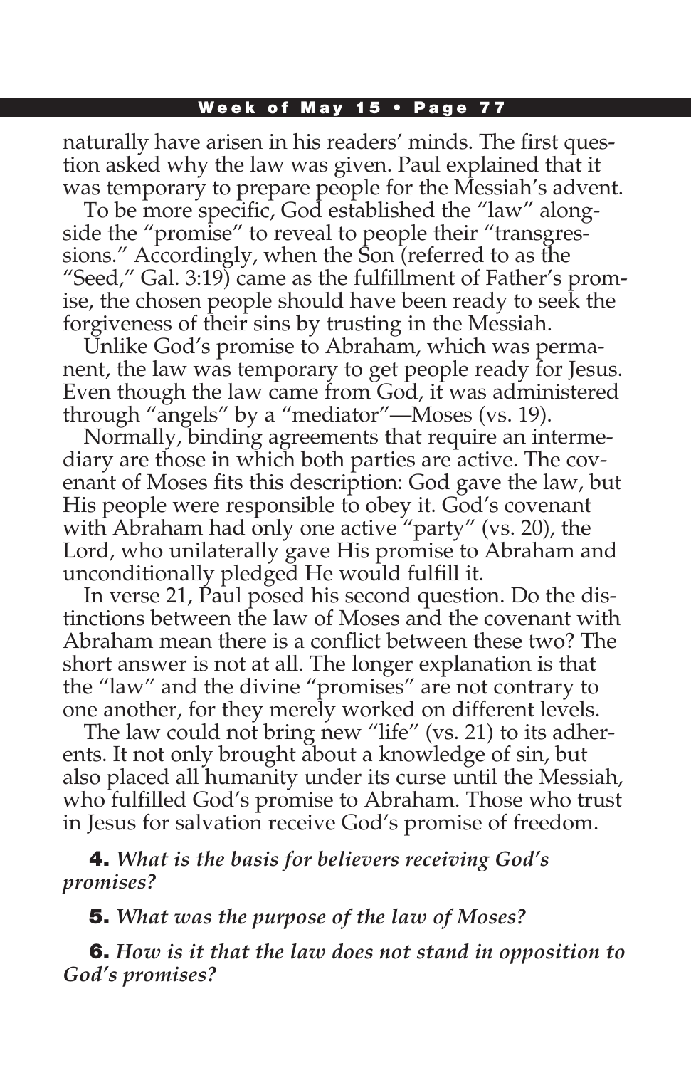naturally have arisen in his readers' minds. The first question asked why the law was given. Paul explained that it was temporary to prepare people for the Messiah's advent.

To be more specific, God established the "law" alongside the "promise" to reveal to people their "transgressions." Accordingly, when the Son (referred to as the "Seed," Gal. 3:19) came as the fulfillment of Father's promise, the chosen people should have been ready to seek the forgiveness of their sins by trusting in the Messiah.

Unlike God's promise to Abraham, which was permanent, the law was temporary to get people ready for Jesus. Even though the law came from God, it was administered through "angels" by a "mediator"—Moses (vs. 19).

Normally, binding agreements that require an intermediary are those in which both parties are active. The covenant of Moses fits this description: God gave the law, but His people were responsible to obey it. God's covenant with Abraham had only one active "party" (vs. 20), the Lord, who unilaterally gave His promise to Abraham and unconditionally pledged He would fulfill it.

In verse 21, Paul posed his second question. Do the distinctions between the law of Moses and the covenant with Abraham mean there is a conflict between these two? The short answer is not at all. The longer explanation is that the "law" and the divine "promises" are not contrary to one another, for they merely worked on different levels.

The law could not bring new "life" (vs. 21) to its adherents. It not only brought about a knowledge of sin, but also placed all humanity under its curse until the Messiah, who fulfilled God's promise to Abraham. Those who trust in Jesus for salvation receive God's promise of freedom.

**4.** ***What is the basis for believers receiving God's promises?***

**5.** ***What was the purpose of the law of Moses?***

**6.** ***How is it that the law does not stand in opposition to God's promises?***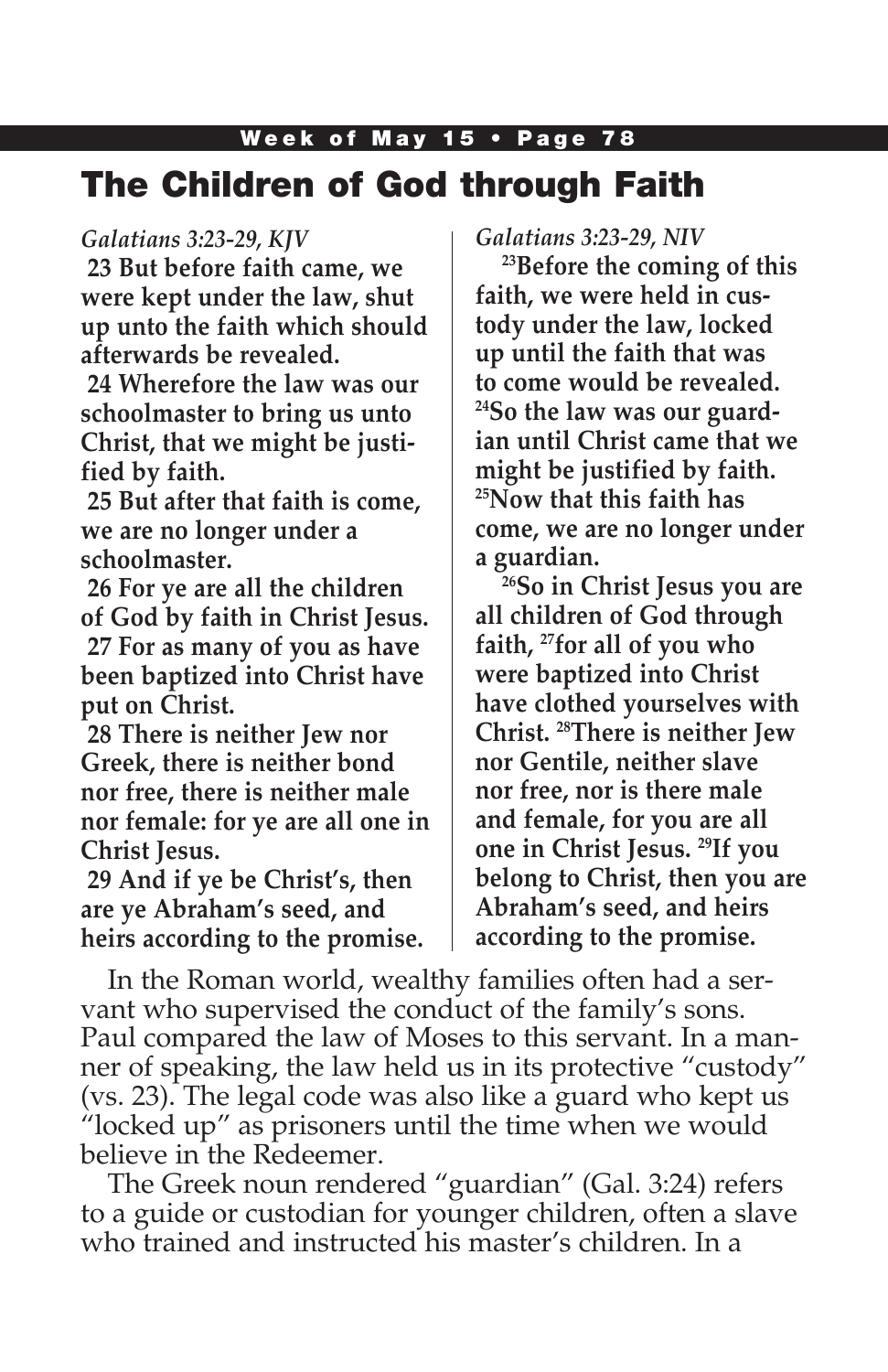# The Children of God through Faith

*Galatians 3:23-29, KJV*

**23 But before faith came, we were kept under the law, shut up unto the faith which should afterwards be revealed.**

**24 Wherefore the law was our schoolmaster to bring us unto Christ, that we might be justified by faith.**

**25 But after that faith is come, we are no longer under a schoolmaster.**

**26 For ye are all the children of God by faith in Christ Jesus.**

**27 For as many of you as have been baptized into Christ have put on Christ.**

**28 There is neither Jew nor Greek, there is neither bond nor free, there is neither male nor female: for ye are all one in Christ Jesus.**

**29 And if ye be Christ's, then are ye Abraham's seed, and heirs according to the promise.**

*Galatians 3:23-29, NIV*

**[23]Before the coming of this faith, we were held in custody under the law, locked up until the faith that was to come would be revealed. [24]So the law was our guardian until Christ came that we might be justified by faith. [25]Now that this faith has come, we are no longer under a guardian.**

**[26]So in Christ Jesus you are all children of God through faith, [27]for all of you who were baptized into Christ have clothed yourselves with Christ. [28]There is neither Jew nor Gentile, neither slave nor free, nor is there male and female, for you are all one in Christ Jesus. [29]If you belong to Christ, then you are Abraham's seed, and heirs according to the promise.**

In the Roman world, wealthy families often had a servant who supervised the conduct of the family's sons. Paul compared the law of Moses to this servant. In a manner of speaking, the law held us in its protective "custody" (vs. 23). The legal code was also like a guard who kept us "locked up" as prisoners until the time when we would believe in the Redeemer.

The Greek noun rendered "guardian" (Gal. 3:24) refers to a guide or custodian for younger children, often a slave who trained and instructed his master's children. In a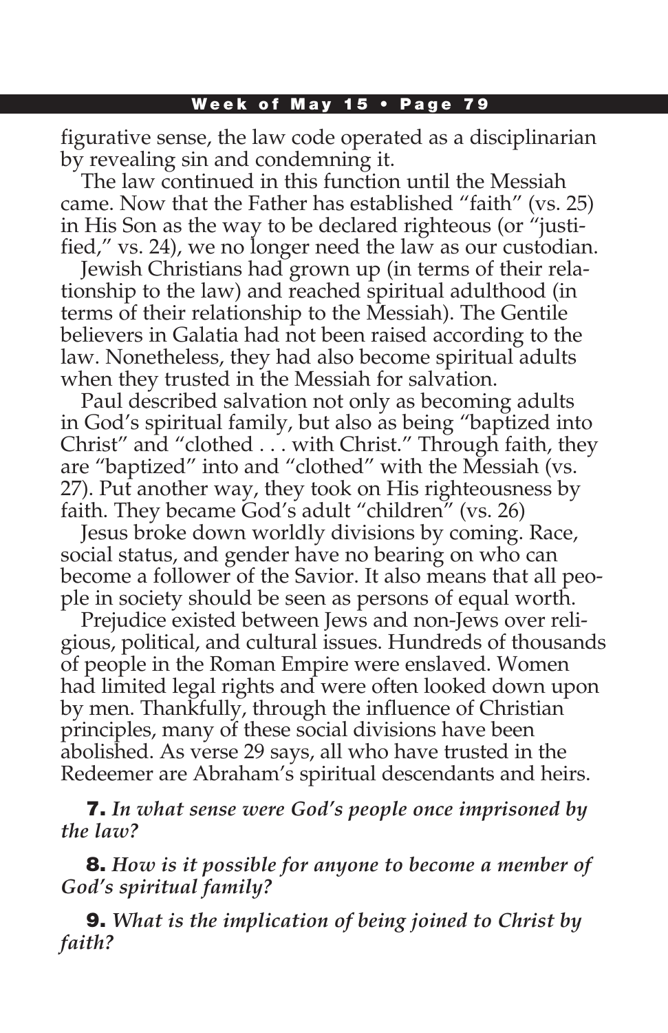figurative sense, the law code operated as a disciplinarian by revealing sin and condemning it.

The law continued in this function until the Messiah came. Now that the Father has established "faith" (vs. 25) in His Son as the way to be declared righteous (or "justified," vs. 24), we no longer need the law as our custodian.

Jewish Christians had grown up (in terms of their relationship to the law) and reached spiritual adulthood (in terms of their relationship to the Messiah). The Gentile believers in Galatia had not been raised according to the law. Nonetheless, they had also become spiritual adults when they trusted in the Messiah for salvation.

Paul described salvation not only as becoming adults in God's spiritual family, but also as being "baptized into Christ" and "clothed . . . with Christ." Through faith, they are "baptized" into and "clothed" with the Messiah (vs. 27). Put another way, they took on His righteousness by faith. They became God's adult "children" (vs. 26)

Jesus broke down worldly divisions by coming. Race, social status, and gender have no bearing on who can become a follower of the Savior. It also means that all people in society should be seen as persons of equal worth.

Prejudice existed between Jews and non-Jews over religious, political, and cultural issues. Hundreds of thousands of people in the Roman Empire were enslaved. Women had limited legal rights and were often looked down upon by men. Thankfully, through the influence of Christian principles, many of these social divisions have been abolished. As verse 29 says, all who have trusted in the Redeemer are Abraham's spiritual descendants and heirs.

**7.** *In what sense were God's people once imprisoned by the law?*

**8.** *How is it possible for anyone to become a member of God's spiritual family?*

**9.** *What is the implication of being joined to Christ by faith?*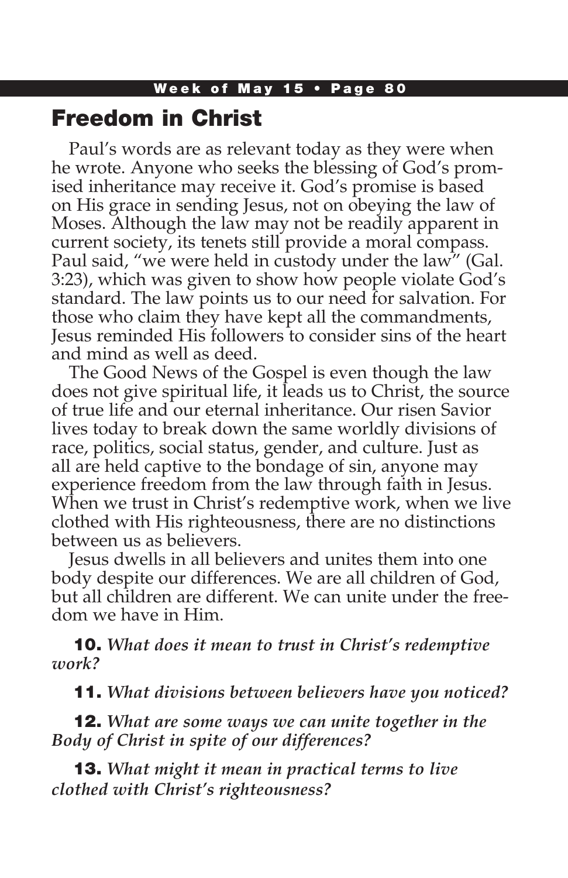## Freedom in Christ

Paul's words are as relevant today as they were when he wrote. Anyone who seeks the blessing of God's promised inheritance may receive it. God's promise is based on His grace in sending Jesus, not on obeying the law of Moses. Although the law may not be readily apparent in current society, its tenets still provide a moral compass. Paul said, "we were held in custody under the law" (Gal. 3:23), which was given to show how people violate God's standard. The law points us to our need for salvation. For those who claim they have kept all the commandments, Jesus reminded His followers to consider sins of the heart and mind as well as deed.

The Good News of the Gospel is even though the law does not give spiritual life, it leads us to Christ, the source of true life and our eternal inheritance. Our risen Savior lives today to break down the same worldly divisions of race, politics, social status, gender, and culture. Just as all are held captive to the bondage of sin, anyone may experience freedom from the law through faith in Jesus. When we trust in Christ's redemptive work, when we live clothed with His righteousness, there are no distinctions between us as believers.

Jesus dwells in all believers and unites them into one body despite our differences. We are all children of God, but all children are different. We can unite under the freedom we have in Him.

**10.** *What does it mean to trust in Christ's redemptive work?*

**11.** *What divisions between believers have you noticed?*

**12.** *What are some ways we can unite together in the Body of Christ in spite of our differences?*

**13.** *What might it mean in practical terms to live clothed with Christ's righteousness?*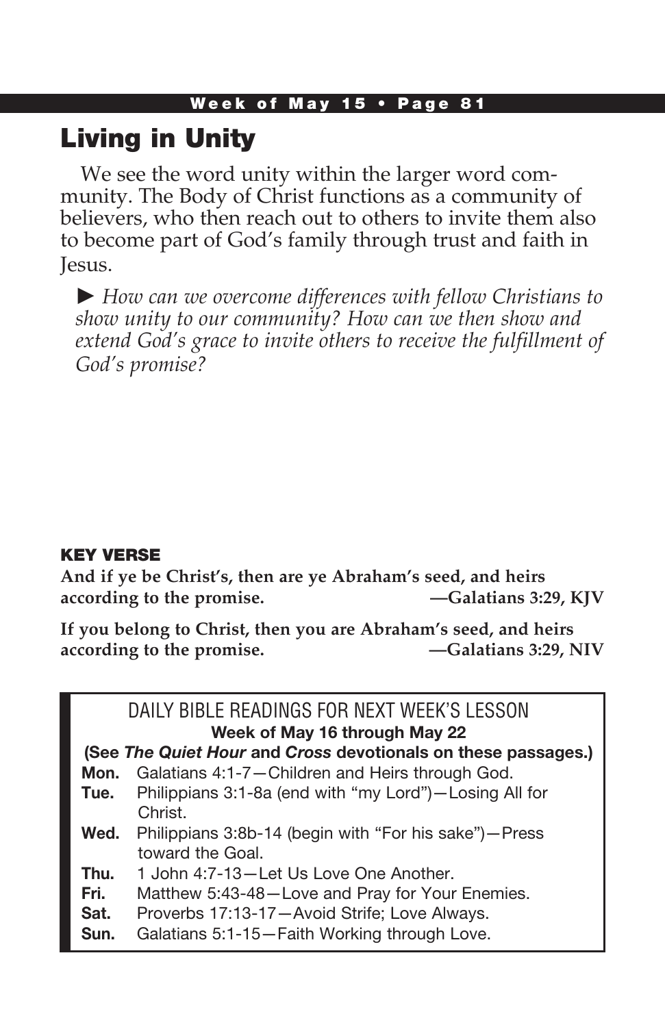# Living in Unity

We see the word unity within the larger word community. The Body of Christ functions as a community of believers, who then reach out to others to invite them also to become part of God's family through trust and faith in Jesus.

► *How can we overcome differences with fellow Christians to show unity to our community? How can we then show and extend God's grace to invite others to receive the fulfillment of God's promise?*

### KEY VERSE

**And if ye be Christ's, then are ye Abraham's seed, and heirs according to the promise. —Galatians 3:29, KJV**

**If you belong to Christ, then you are Abraham's seed, and heirs according to the promise. —Galatians 3:29, NIV**

DAILY BIBLE READINGS FOR NEXT WEEK'S LESSON

**Week of May 16 through May 22**

**(See *The Quiet Hour* and *Cross* devotionals on these passages.)**

**Mon.** Galatians 4:1-7—Children and Heirs through God.

**Tue.** Philippians 3:1-8a (end with "my Lord")—Losing All for Christ.

**Wed.** Philippians 3:8b-14 (begin with "For his sake")—Press toward the Goal.

**Thu.** 1 John 4:7-13—Let Us Love One Another.

**Fri.** Matthew 5:43-48—Love and Pray for Your Enemies.

**Sat.** Proverbs 17:13-17—Avoid Strife; Love Always.

**Sun.** Galatians 5:1-15—Faith Working through Love.